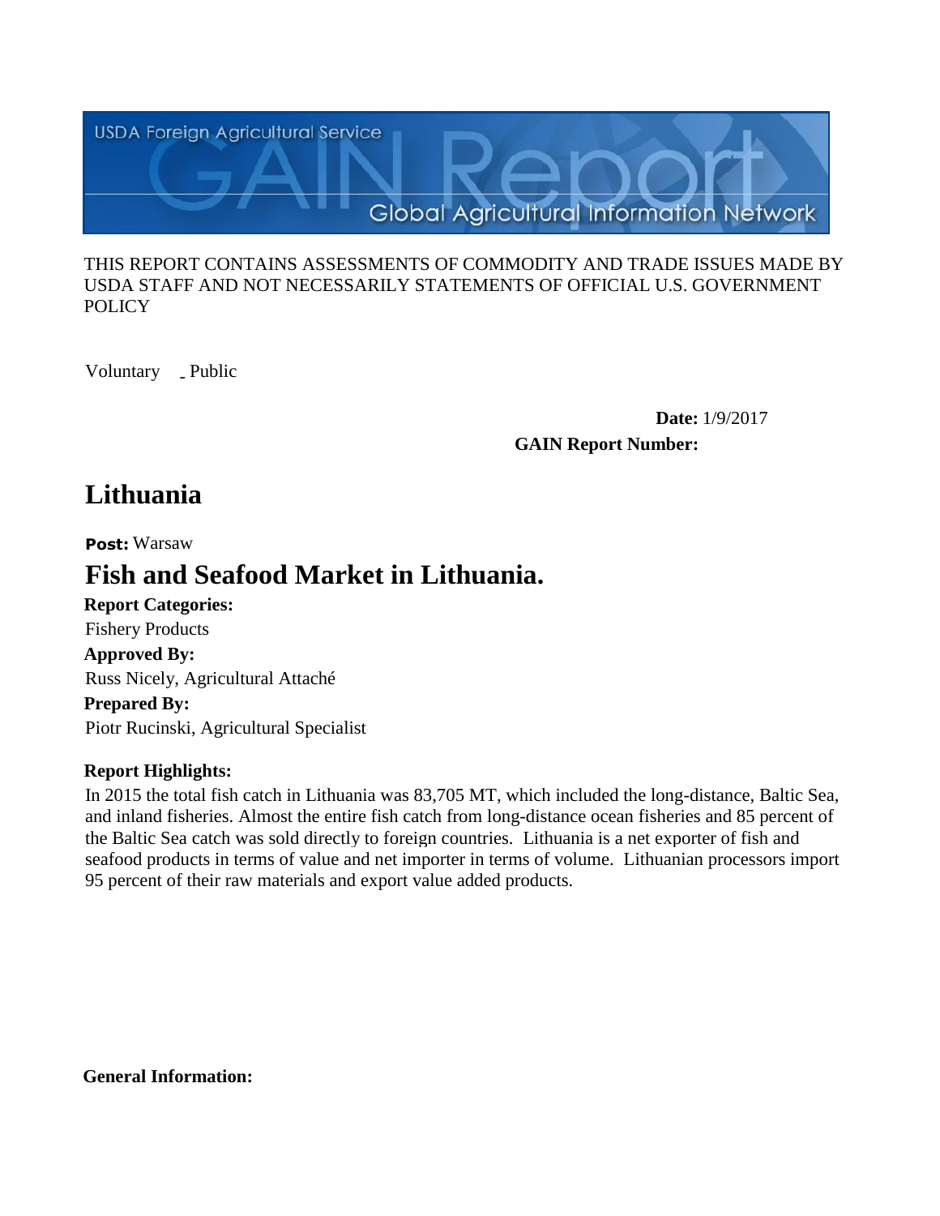USDA Foreign Agricultural Service

GAIN Report

Global Agricultural Information Network

THIS REPORT CONTAINS ASSESSMENTS OF COMMODITY AND TRADE ISSUES MADE BY USDA STAFF AND NOT NECESSARILY STATEMENTS OF OFFICIAL U.S. GOVERNMENT POLICY

Voluntary _ Public

**Date:** 1/9/2017

**GAIN Report Number:**

# Lithuania

**Post:** Warsaw

# Fish and Seafood Market in Lithuania.

**Report Categories:**

Fishery Products

**Approved By:**

Russ Nicely, Agricultural Attaché

**Prepared By:**

Piotr Rucinski, Agricultural Specialist

**Report Highlights:**

In 2015 the total fish catch in Lithuania was 83,705 MT, which included the long-distance, Baltic Sea, and inland fisheries. Almost the entire fish catch from long-distance ocean fisheries and 85 percent of the Baltic Sea catch was sold directly to foreign countries. Lithuania is a net exporter of fish and seafood products in terms of value and net importer in terms of volume. Lithuanian processors import 95 percent of their raw materials and export value added products.

**General Information:**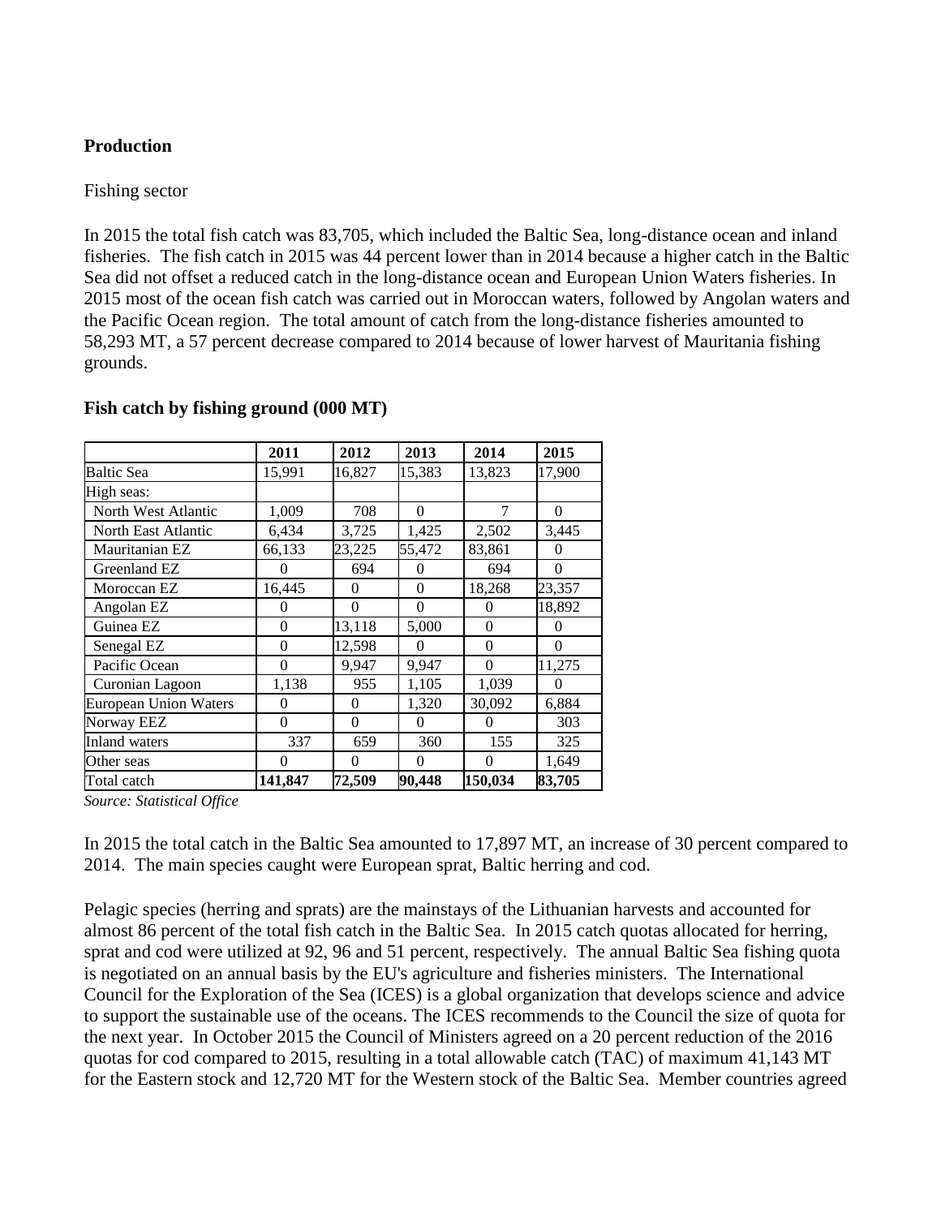**Production**

Fishing sector

In 2015 the total fish catch was 83,705, which included the Baltic Sea, long-distance ocean and inland fisheries. The fish catch in 2015 was 44 percent lower than in 2014 because a higher catch in the Baltic Sea did not offset a reduced catch in the long-distance ocean and European Union Waters fisheries. In 2015 most of the ocean fish catch was carried out in Moroccan waters, followed by Angolan waters and the Pacific Ocean region. The total amount of catch from the long-distance fisheries amounted to 58,293 MT, a 57 percent decrease compared to 2014 because of lower harvest of Mauritania fishing grounds.

**Fish catch by fishing ground (000 MT)**

| | 2011 | 2012 | 2013 | 2014 | 2015 |
|---|---|---|---|---|---|
| Baltic Sea | 15,991 | 16,827 | 15,383 | 13,823 | 17,900 |
| High seas: | | | | | |
| North West Atlantic | 1,009 | 708 | 0 | 7 | 0 |
| North East Atlantic | 6,434 | 3,725 | 1,425 | 2,502 | 3,445 |
| Mauritanian EZ | 66,133 | 23,225 | 55,472 | 83,861 | 0 |
| Greenland EZ | 0 | 694 | 0 | 694 | 0 |
| Moroccan EZ | 16,445 | 0 | 0 | 18,268 | 23,357 |
| Angolan EZ | 0 | 0 | 0 | 0 | 18,892 |
| Guinea EZ | 0 | 13,118 | 5,000 | 0 | 0 |
| Senegal EZ | 0 | 12,598 | 0 | 0 | 0 |
| Pacific Ocean | 0 | 9,947 | 9,947 | 0 | 11,275 |
| Curonian Lagoon | 1,138 | 955 | 1,105 | 1,039 | 0 |
| European Union Waters | 0 | 0 | 1,320 | 30,092 | 6,884 |
| Norway EEZ | 0 | 0 | 0 | 0 | 303 |
| Inland waters | 337 | 659 | 360 | 155 | 325 |
| Other seas | 0 | 0 | 0 | 0 | 1,649 |
| Total catch | **141,847** | **72,509** | **90,448** | **150,034** | **83,705** |

*Source: Statistical Office*

In 2015 the total catch in the Baltic Sea amounted to 17,897 MT, an increase of 30 percent compared to 2014. The main species caught were European sprat, Baltic herring and cod.

Pelagic species (herring and sprats) are the mainstays of the Lithuanian harvests and accounted for almost 86 percent of the total fish catch in the Baltic Sea. In 2015 catch quotas allocated for herring, sprat and cod were utilized at 92, 96 and 51 percent, respectively. The annual Baltic Sea fishing quota is negotiated on an annual basis by the EU's agriculture and fisheries ministers. The International Council for the Exploration of the Sea (ICES) is a global organization that develops science and advice to support the sustainable use of the oceans. The ICES recommends to the Council the size of quota for the next year. In October 2015 the Council of Ministers agreed on a 20 percent reduction of the 2016 quotas for cod compared to 2015, resulting in a total allowable catch (TAC) of maximum 41,143 MT for the Eastern stock and 12,720 MT for the Western stock of the Baltic Sea. Member countries agreed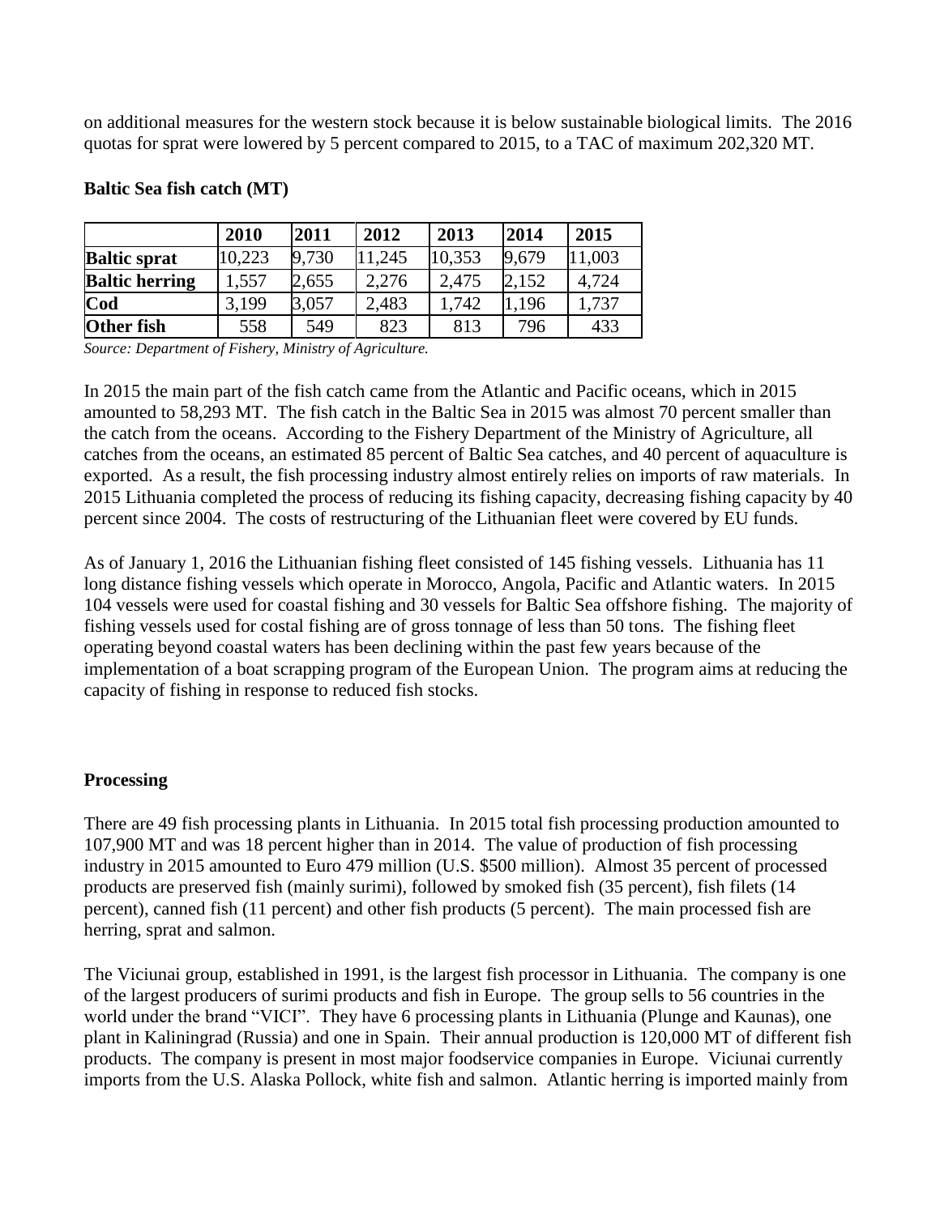on additional measures for the western stock because it is below sustainable biological limits. The 2016 quotas for sprat were lowered by 5 percent compared to 2015, to a TAC of maximum 202,320 MT.

**Baltic Sea fish catch (MT)**

| | 2010 | 2011 | 2012 | 2013 | 2014 | 2015 |
|---|---|---|---|---|---|---|
| **Baltic sprat** | 10,223 | 9,730 | 11,245 | 10,353 | 9,679 | 11,003 |
| **Baltic herring** | 1,557 | 2,655 | 2,276 | 2,475 | 2,152 | 4,724 |
| **Cod** | 3,199 | 3,057 | 2,483 | 1,742 | 1,196 | 1,737 |
| **Other fish** | 558 | 549 | 823 | 813 | 796 | 433 |

*Source: Department of Fishery, Ministry of Agriculture.*

In 2015 the main part of the fish catch came from the Atlantic and Pacific oceans, which in 2015 amounted to 58,293 MT. The fish catch in the Baltic Sea in 2015 was almost 70 percent smaller than the catch from the oceans. According to the Fishery Department of the Ministry of Agriculture, all catches from the oceans, an estimated 85 percent of Baltic Sea catches, and 40 percent of aquaculture is exported. As a result, the fish processing industry almost entirely relies on imports of raw materials. In 2015 Lithuania completed the process of reducing its fishing capacity, decreasing fishing capacity by 40 percent since 2004. The costs of restructuring of the Lithuanian fleet were covered by EU funds.

As of January 1, 2016 the Lithuanian fishing fleet consisted of 145 fishing vessels. Lithuania has 11 long distance fishing vessels which operate in Morocco, Angola, Pacific and Atlantic waters. In 2015 104 vessels were used for coastal fishing and 30 vessels for Baltic Sea offshore fishing. The majority of fishing vessels used for costal fishing are of gross tonnage of less than 50 tons. The fishing fleet operating beyond coastal waters has been declining within the past few years because of the implementation of a boat scrapping program of the European Union. The program aims at reducing the capacity of fishing in response to reduced fish stocks.

**Processing**

There are 49 fish processing plants in Lithuania. In 2015 total fish processing production amounted to 107,900 MT and was 18 percent higher than in 2014. The value of production of fish processing industry in 2015 amounted to Euro 479 million (U.S. $500 million). Almost 35 percent of processed products are preserved fish (mainly surimi), followed by smoked fish (35 percent), fish filets (14 percent), canned fish (11 percent) and other fish products (5 percent). The main processed fish are herring, sprat and salmon.

The Viciunai group, established in 1991, is the largest fish processor in Lithuania. The company is one of the largest producers of surimi products and fish in Europe. The group sells to 56 countries in the world under the brand "VICI". They have 6 processing plants in Lithuania (Plunge and Kaunas), one plant in Kaliningrad (Russia) and one in Spain. Their annual production is 120,000 MT of different fish products. The company is present in most major foodservice companies in Europe. Viciunai currently imports from the U.S. Alaska Pollock, white fish and salmon. Atlantic herring is imported mainly from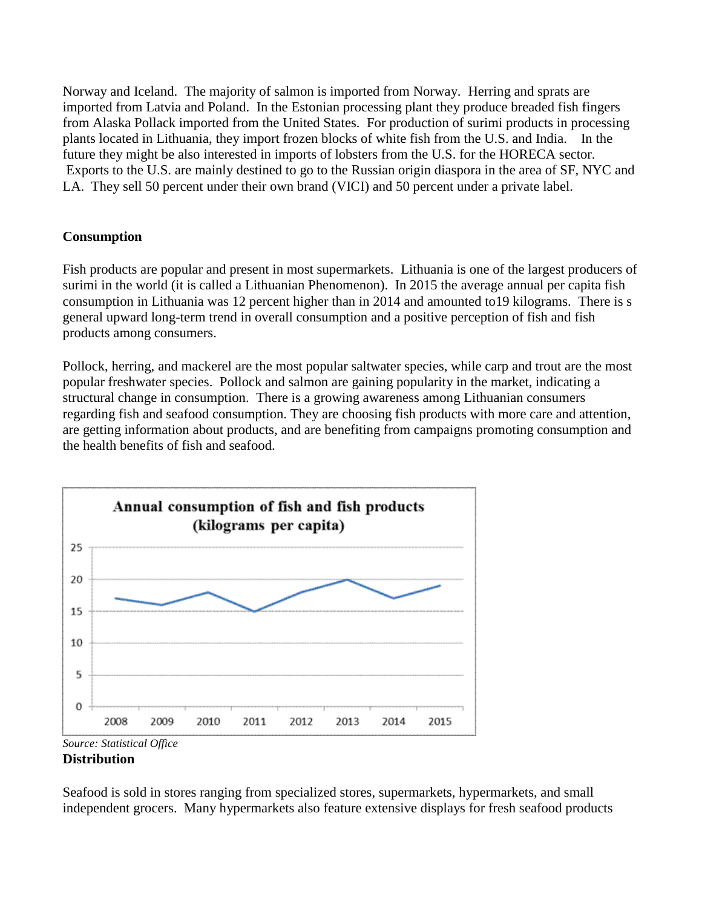Norway and Iceland. The majority of salmon is imported from Norway. Herring and sprats are imported from Latvia and Poland. In the Estonian processing plant they produce breaded fish fingers from Alaska Pollack imported from the United States. For production of surimi products in processing plants located in Lithuania, they import frozen blocks of white fish from the U.S. and India. In the future they might be also interested in imports of lobsters from the U.S. for the HORECA sector. Exports to the U.S. are mainly destined to go to the Russian origin diaspora in the area of SF, NYC and LA. They sell 50 percent under their own brand (VICI) and 50 percent under a private label.

**Consumption**

Fish products are popular and present in most supermarkets. Lithuania is one of the largest producers of surimi in the world (it is called a Lithuanian Phenomenon). In 2015 the average annual per capita fish consumption in Lithuania was 12 percent higher than in 2014 and amounted to19 kilograms. There is s general upward long-term trend in overall consumption and a positive perception of fish and fish products among consumers.

Pollock, herring, and mackerel are the most popular saltwater species, while carp and trout are the most popular freshwater species. Pollock and salmon are gaining popularity in the market, indicating a structural change in consumption. There is a growing awareness among Lithuanian consumers regarding fish and seafood consumption. They are choosing fish products with more care and attention, are getting information about products, and are benefiting from campaigns promoting consumption and the health benefits of fish and seafood.

**Annual consumption of fish and fish products (kilograms per capita)**

| Year | 2008 | 2009 | 2010 | 2011 | 2012 | 2013 | 2014 | 2015 |
|---|---|---|---|---|---|---|---|---|
| kg per capita | 17 | 16 | 18 | 15 | 18 | 20 | 17 | 19 |

*Source: Statistical Office*

**Distribution**

Seafood is sold in stores ranging from specialized stores, supermarkets, hypermarkets, and small independent grocers. Many hypermarkets also feature extensive displays for fresh seafood products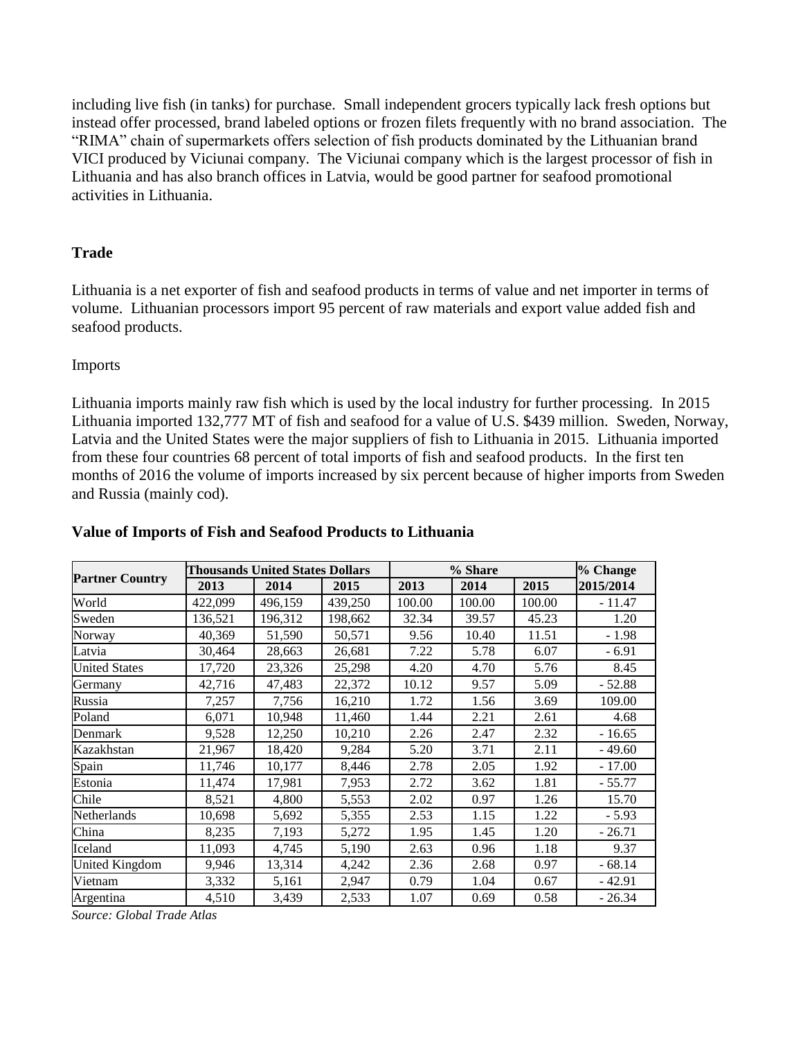including live fish (in tanks) for purchase. Small independent grocers typically lack fresh options but instead offer processed, brand labeled options or frozen filets frequently with no brand association. The "RIMA" chain of supermarkets offers selection of fish products dominated by the Lithuanian brand VICI produced by Viciunai company. The Viciunai company which is the largest processor of fish in Lithuania and has also branch offices in Latvia, would be good partner for seafood promotional activities in Lithuania.

## Trade

Lithuania is a net exporter of fish and seafood products in terms of value and net importer in terms of volume. Lithuanian processors import 95 percent of raw materials and export value added fish and seafood products.

Imports

Lithuania imports mainly raw fish which is used by the local industry for further processing. In 2015 Lithuania imported 132,777 MT of fish and seafood for a value of U.S. $439 million. Sweden, Norway, Latvia and the United States were the major suppliers of fish to Lithuania in 2015. Lithuania imported from these four countries 68 percent of total imports of fish and seafood products. In the first ten months of 2016 the volume of imports increased by six percent because of higher imports from Sweden and Russia (mainly cod).

**Value of Imports of Fish and Seafood Products to Lithuania**

| Partner Country | Thousands United States Dollars | | | % Share | | | % Change |
|---|---|---|---|---|---|---|---|
| | 2013 | 2014 | 2015 | 2013 | 2014 | 2015 | 2015/2014 |
| World | 422,099 | 496,159 | 439,250 | 100.00 | 100.00 | 100.00 | - 11.47 |
| Sweden | 136,521 | 196,312 | 198,662 | 32.34 | 39.57 | 45.23 | 1.20 |
| Norway | 40,369 | 51,590 | 50,571 | 9.56 | 10.40 | 11.51 | - 1.98 |
| Latvia | 30,464 | 28,663 | 26,681 | 7.22 | 5.78 | 6.07 | - 6.91 |
| United States | 17,720 | 23,326 | 25,298 | 4.20 | 4.70 | 5.76 | 8.45 |
| Germany | 42,716 | 47,483 | 22,372 | 10.12 | 9.57 | 5.09 | - 52.88 |
| Russia | 7,257 | 7,756 | 16,210 | 1.72 | 1.56 | 3.69 | 109.00 |
| Poland | 6,071 | 10,948 | 11,460 | 1.44 | 2.21 | 2.61 | 4.68 |
| Denmark | 9,528 | 12,250 | 10,210 | 2.26 | 2.47 | 2.32 | - 16.65 |
| Kazakhstan | 21,967 | 18,420 | 9,284 | 5.20 | 3.71 | 2.11 | - 49.60 |
| Spain | 11,746 | 10,177 | 8,446 | 2.78 | 2.05 | 1.92 | - 17.00 |
| Estonia | 11,474 | 17,981 | 7,953 | 2.72 | 3.62 | 1.81 | - 55.77 |
| Chile | 8,521 | 4,800 | 5,553 | 2.02 | 0.97 | 1.26 | 15.70 |
| Netherlands | 10,698 | 5,692 | 5,355 | 2.53 | 1.15 | 1.22 | - 5.93 |
| China | 8,235 | 7,193 | 5,272 | 1.95 | 1.45 | 1.20 | - 26.71 |
| Iceland | 11,093 | 4,745 | 5,190 | 2.63 | 0.96 | 1.18 | 9.37 |
| United Kingdom | 9,946 | 13,314 | 4,242 | 2.36 | 2.68 | 0.97 | - 68.14 |
| Vietnam | 3,332 | 5,161 | 2,947 | 0.79 | 1.04 | 0.67 | - 42.91 |
| Argentina | 4,510 | 3,439 | 2,533 | 1.07 | 0.69 | 0.58 | - 26.34 |

*Source: Global Trade Atlas*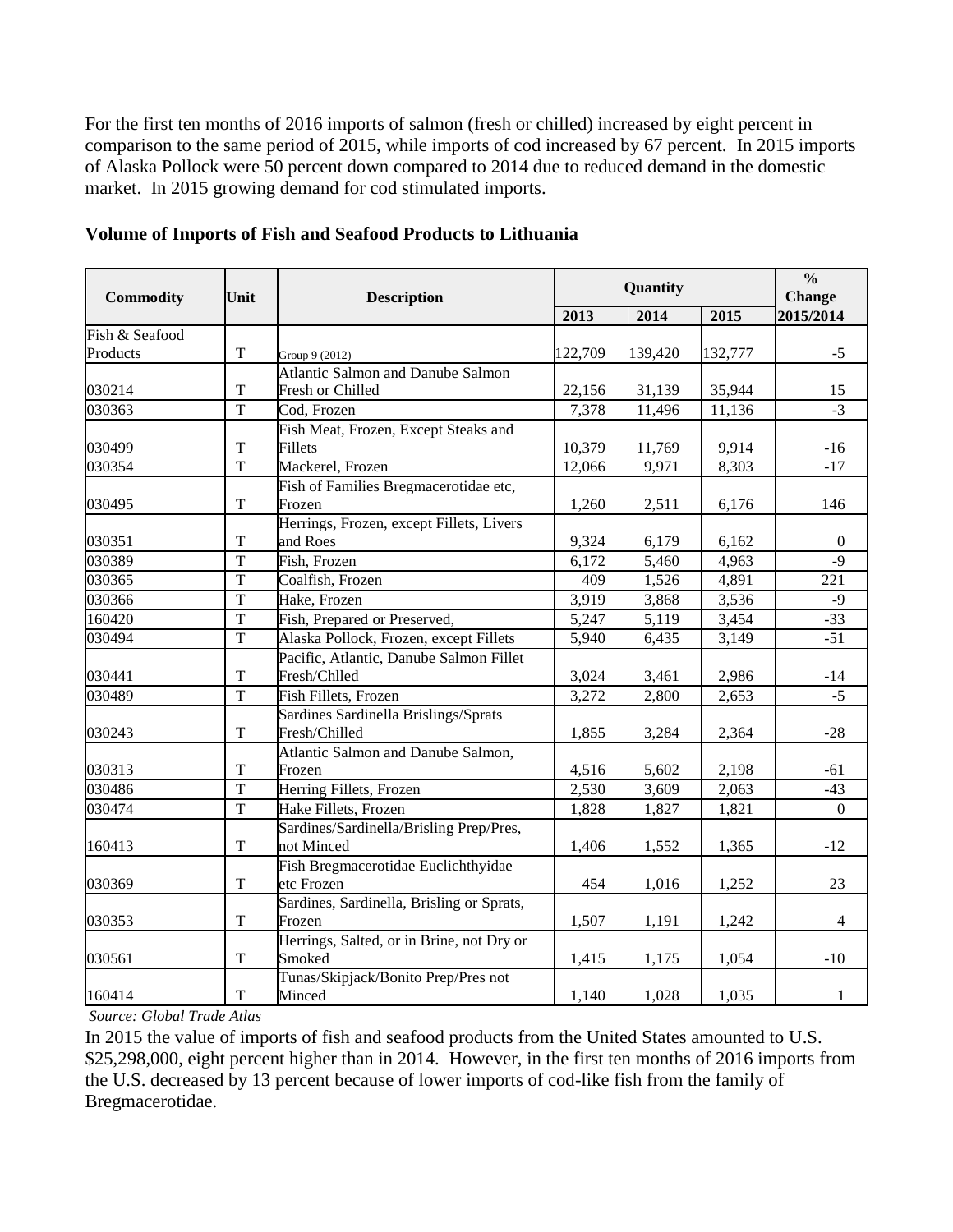For the first ten months of 2016 imports of salmon (fresh or chilled) increased by eight percent in comparison to the same period of 2015, while imports of cod increased by 67 percent. In 2015 imports of Alaska Pollock were 50 percent down compared to 2014 due to reduced demand in the domestic market. In 2015 growing demand for cod stimulated imports.

**Volume of Imports of Fish and Seafood Products to Lithuania**

| Commodity | Unit | Description | Quantity | | | % Change |
|---|---|---|---|---|---|---|
| | | | 2013 | 2014 | 2015 | 2015/2014 |
| Fish & Seafood Products | T | Group 9 (2012) | 122,709 | 139,420 | 132,777 | -5 |
| 030214 | T | Atlantic Salmon and Danube Salmon Fresh or Chilled | 22,156 | 31,139 | 35,944 | 15 |
| 030363 | T | Cod, Frozen | 7,378 | 11,496 | 11,136 | -3 |
| 030499 | T | Fish Meat, Frozen, Except Steaks and Fillets | 10,379 | 11,769 | 9,914 | -16 |
| 030354 | T | Mackerel, Frozen | 12,066 | 9,971 | 8,303 | -17 |
| 030495 | T | Fish of Families Bregmacerotidae etc, Frozen | 1,260 | 2,511 | 6,176 | 146 |
| 030351 | T | Herrings, Frozen, except Fillets, Livers and Roes | 9,324 | 6,179 | 6,162 | 0 |
| 030389 | T | Fish, Frozen | 6,172 | 5,460 | 4,963 | -9 |
| 030365 | T | Coalfish, Frozen | 409 | 1,526 | 4,891 | 221 |
| 030366 | T | Hake, Frozen | 3,919 | 3,868 | 3,536 | -9 |
| 160420 | T | Fish, Prepared or Preserved, | 5,247 | 5,119 | 3,454 | -33 |
| 030494 | T | Alaska Pollock, Frozen, except Fillets | 5,940 | 6,435 | 3,149 | -51 |
| 030441 | T | Pacific, Atlantic, Danube Salmon Fillet Fresh/Chlled | 3,024 | 3,461 | 2,986 | -14 |
| 030489 | T | Fish Fillets, Frozen | 3,272 | 2,800 | 2,653 | -5 |
| 030243 | T | Sardines Sardinella Brislings/Sprats Fresh/Chilled | 1,855 | 3,284 | 2,364 | -28 |
| 030313 | T | Atlantic Salmon and Danube Salmon, Frozen | 4,516 | 5,602 | 2,198 | -61 |
| 030486 | T | Herring Fillets, Frozen | 2,530 | 3,609 | 2,063 | -43 |
| 030474 | T | Hake Fillets, Frozen | 1,828 | 1,827 | 1,821 | 0 |
| 160413 | T | Sardines/Sardinella/Brisling Prep/Pres, not Minced | 1,406 | 1,552 | 1,365 | -12 |
| 030369 | T | Fish Bregmacerotidae Euclichthyidae etc Frozen | 454 | 1,016 | 1,252 | 23 |
| 030353 | T | Sardines, Sardinella, Brisling or Sprats, Frozen | 1,507 | 1,191 | 1,242 | 4 |
| 030561 | T | Herrings, Salted, or in Brine, not Dry or Smoked | 1,415 | 1,175 | 1,054 | -10 |
| 160414 | T | Tunas/Skipjack/Bonito Prep/Pres not Minced | 1,140 | 1,028 | 1,035 | 1 |

*Source: Global Trade Atlas*

In 2015 the value of imports of fish and seafood products from the United States amounted to U.S. $25,298,000, eight percent higher than in 2014. However, in the first ten months of 2016 imports from the U.S. decreased by 13 percent because of lower imports of cod-like fish from the family of Bregmacerotidae.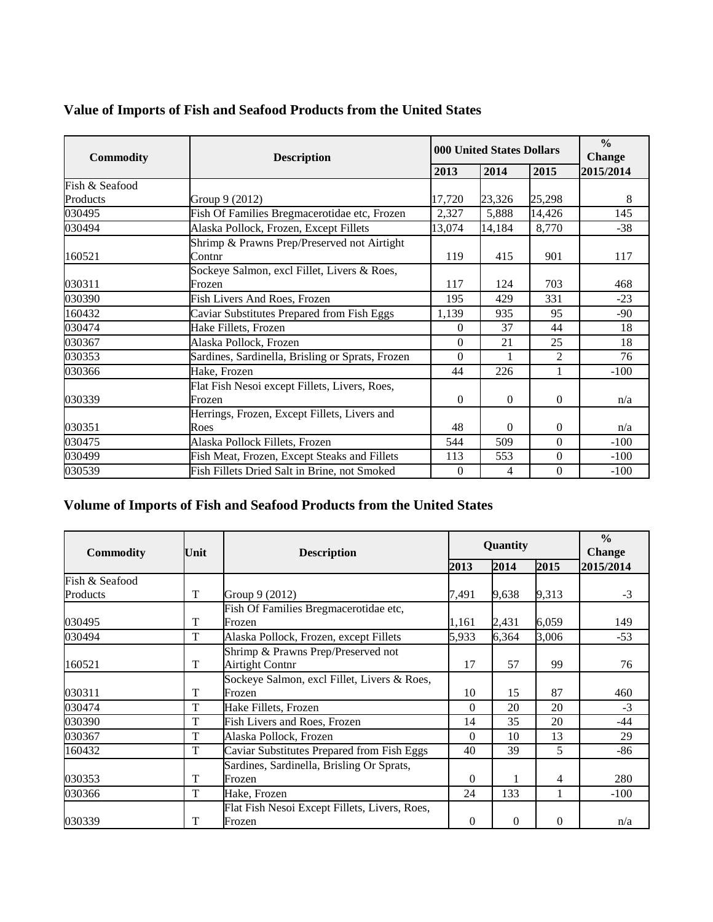## Value of Imports of Fish and Seafood Products from the United States

| Commodity | Description | 000 United States Dollars | | | % Change |
|---|---|---|---|---|---|
| | | 2013 | 2014 | 2015 | 2015/2014 |
| Fish & Seafood Products | Group 9 (2012) | 17,720 | 23,326 | 25,298 | 8 |
| 030495 | Fish Of Families Bregmacerotidae etc, Frozen | 2,327 | 5,888 | 14,426 | 145 |
| 030494 | Alaska Pollock, Frozen, Except Fillets | 13,074 | 14,184 | 8,770 | -38 |
| 160521 | Shrimp & Prawns Prep/Preserved not Airtight Contnr | 119 | 415 | 901 | 117 |
| 030311 | Sockeye Salmon, excl Fillet, Livers & Roes, Frozen | 117 | 124 | 703 | 468 |
| 030390 | Fish Livers And Roes, Frozen | 195 | 429 | 331 | -23 |
| 160432 | Caviar Substitutes Prepared from Fish Eggs | 1,139 | 935 | 95 | -90 |
| 030474 | Hake Fillets, Frozen | 0 | 37 | 44 | 18 |
| 030367 | Alaska Pollock, Frozen | 0 | 21 | 25 | 18 |
| 030353 | Sardines, Sardinella, Brisling or Sprats, Frozen | 0 | 1 | 2 | 76 |
| 030366 | Hake, Frozen | 44 | 226 | 1 | -100 |
| 030339 | Flat Fish Nesoi except Fillets, Livers, Roes, Frozen | 0 | 0 | 0 | n/a |
| 030351 | Herrings, Frozen, Except Fillets, Livers and Roes | 48 | 0 | 0 | n/a |
| 030475 | Alaska Pollock Fillets, Frozen | 544 | 509 | 0 | -100 |
| 030499 | Fish Meat, Frozen, Except Steaks and Fillets | 113 | 553 | 0 | -100 |
| 030539 | Fish Fillets Dried Salt in Brine, not Smoked | 0 | 4 | 0 | -100 |

## Volume of Imports of Fish and Seafood Products from the United States

| Commodity | Unit | Description | Quantity | | | % Change |
|---|---|---|---|---|---|---|
| | | | 2013 | 2014 | 2015 | 2015/2014 |
| Fish & Seafood Products | T | Group 9 (2012) | 7,491 | 9,638 | 9,313 | -3 |
| 030495 | T | Fish Of Families Bregmacerotidae etc, Frozen | 1,161 | 2,431 | 6,059 | 149 |
| 030494 | T | Alaska Pollock, Frozen, except Fillets | 5,933 | 6,364 | 3,006 | -53 |
| 160521 | T | Shrimp & Prawns Prep/Preserved not Airtight Contnr | 17 | 57 | 99 | 76 |
| 030311 | T | Sockeye Salmon, excl Fillet, Livers & Roes, Frozen | 10 | 15 | 87 | 460 |
| 030474 | T | Hake Fillets, Frozen | 0 | 20 | 20 | -3 |
| 030390 | T | Fish Livers and Roes, Frozen | 14 | 35 | 20 | -44 |
| 030367 | T | Alaska Pollock, Frozen | 0 | 10 | 13 | 29 |
| 160432 | T | Caviar Substitutes Prepared from Fish Eggs | 40 | 39 | 5 | -86 |
| 030353 | T | Sardines, Sardinella, Brisling Or Sprats, Frozen | 0 | 1 | 4 | 280 |
| 030366 | T | Hake, Frozen | 24 | 133 | 1 | -100 |
| 030339 | T | Flat Fish Nesoi Except Fillets, Livers, Roes, Frozen | 0 | 0 | 0 | n/a |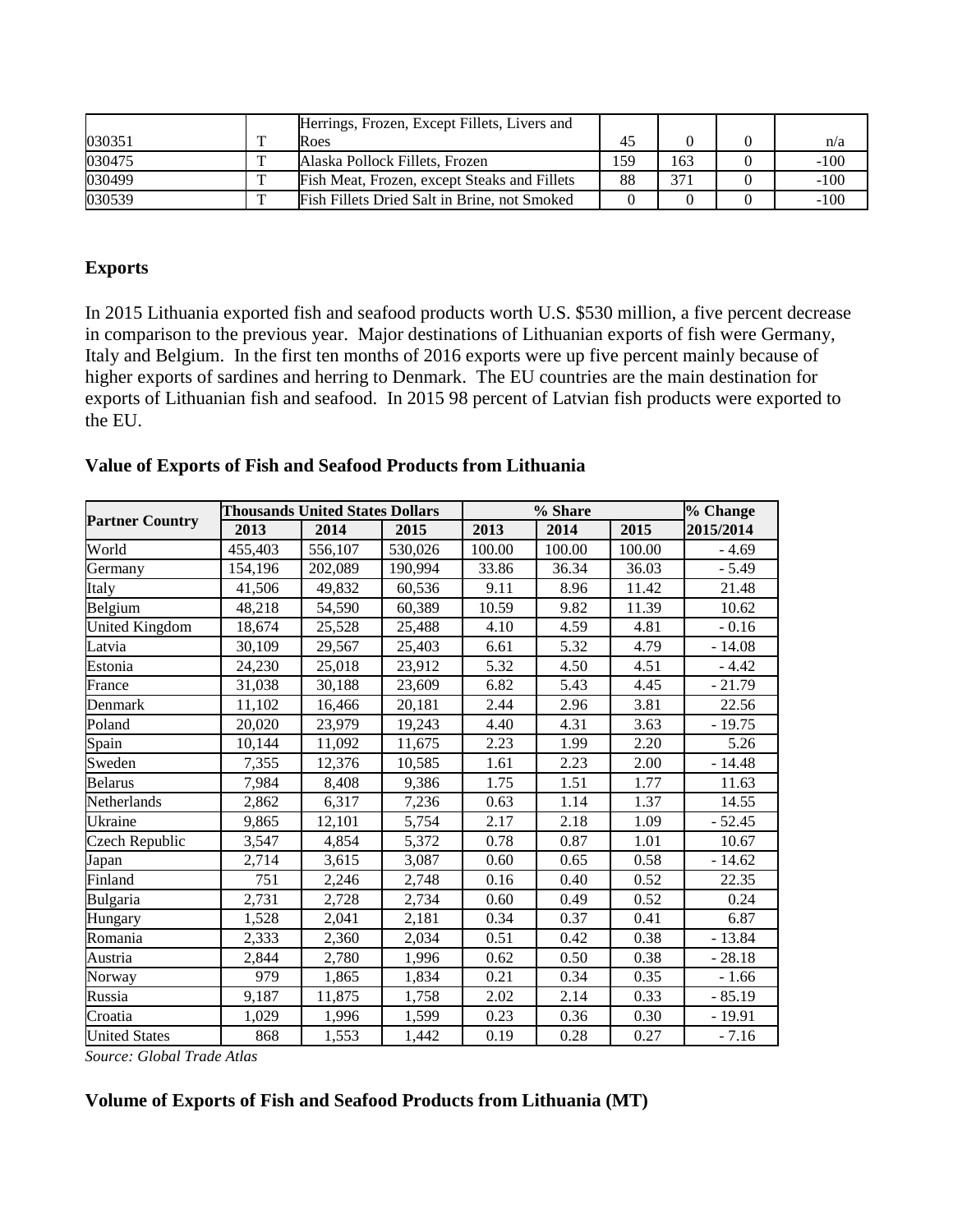| | | | | | | |
|---|---|---|---|---|---|---|
| 030351 | T | Herrings, Frozen, Except Fillets, Livers and Roes | 45 | 0 | 0 | n/a |
| 030475 | T | Alaska Pollock Fillets, Frozen | 159 | 163 | 0 | -100 |
| 030499 | T | Fish Meat, Frozen, except Steaks and Fillets | 88 | 371 | 0 | -100 |
| 030539 | T | Fish Fillets Dried Salt in Brine, not Smoked | 0 | 0 | 0 | -100 |

## Exports

In 2015 Lithuania exported fish and seafood products worth U.S. $530 million, a five percent decrease in comparison to the previous year. Major destinations of Lithuanian exports of fish were Germany, Italy and Belgium. In the first ten months of 2016 exports were up five percent mainly because of higher exports of sardines and herring to Denmark. The EU countries are the main destination for exports of Lithuanian fish and seafood. In 2015 98 percent of Latvian fish products were exported to the EU.

### Value of Exports of Fish and Seafood Products from Lithuania

| Partner Country | Thousands United States Dollars | | | % Share | | | % Change |
|---|---|---|---|---|---|---|---|
| | 2013 | 2014 | 2015 | 2013 | 2014 | 2015 | 2015/2014 |
| World | 455,403 | 556,107 | 530,026 | 100.00 | 100.00 | 100.00 | - 4.69 |
| Germany | 154,196 | 202,089 | 190,994 | 33.86 | 36.34 | 36.03 | - 5.49 |
| Italy | 41,506 | 49,832 | 60,536 | 9.11 | 8.96 | 11.42 | 21.48 |
| Belgium | 48,218 | 54,590 | 60,389 | 10.59 | 9.82 | 11.39 | 10.62 |
| United Kingdom | 18,674 | 25,528 | 25,488 | 4.10 | 4.59 | 4.81 | - 0.16 |
| Latvia | 30,109 | 29,567 | 25,403 | 6.61 | 5.32 | 4.79 | - 14.08 |
| Estonia | 24,230 | 25,018 | 23,912 | 5.32 | 4.50 | 4.51 | - 4.42 |
| France | 31,038 | 30,188 | 23,609 | 6.82 | 5.43 | 4.45 | - 21.79 |
| Denmark | 11,102 | 16,466 | 20,181 | 2.44 | 2.96 | 3.81 | 22.56 |
| Poland | 20,020 | 23,979 | 19,243 | 4.40 | 4.31 | 3.63 | - 19.75 |
| Spain | 10,144 | 11,092 | 11,675 | 2.23 | 1.99 | 2.20 | 5.26 |
| Sweden | 7,355 | 12,376 | 10,585 | 1.61 | 2.23 | 2.00 | - 14.48 |
| Belarus | 7,984 | 8,408 | 9,386 | 1.75 | 1.51 | 1.77 | 11.63 |
| Netherlands | 2,862 | 6,317 | 7,236 | 0.63 | 1.14 | 1.37 | 14.55 |
| Ukraine | 9,865 | 12,101 | 5,754 | 2.17 | 2.18 | 1.09 | - 52.45 |
| Czech Republic | 3,547 | 4,854 | 5,372 | 0.78 | 0.87 | 1.01 | 10.67 |
| Japan | 2,714 | 3,615 | 3,087 | 0.60 | 0.65 | 0.58 | - 14.62 |
| Finland | 751 | 2,246 | 2,748 | 0.16 | 0.40 | 0.52 | 22.35 |
| Bulgaria | 2,731 | 2,728 | 2,734 | 0.60 | 0.49 | 0.52 | 0.24 |
| Hungary | 1,528 | 2,041 | 2,181 | 0.34 | 0.37 | 0.41 | 6.87 |
| Romania | 2,333 | 2,360 | 2,034 | 0.51 | 0.42 | 0.38 | - 13.84 |
| Austria | 2,844 | 2,780 | 1,996 | 0.62 | 0.50 | 0.38 | - 28.18 |
| Norway | 979 | 1,865 | 1,834 | 0.21 | 0.34 | 0.35 | - 1.66 |
| Russia | 9,187 | 11,875 | 1,758 | 2.02 | 2.14 | 0.33 | - 85.19 |
| Croatia | 1,029 | 1,996 | 1,599 | 0.23 | 0.36 | 0.30 | - 19.91 |
| United States | 868 | 1,553 | 1,442 | 0.19 | 0.28 | 0.27 | - 7.16 |

*Source: Global Trade Atlas*

### Volume of Exports of Fish and Seafood Products from Lithuania (MT)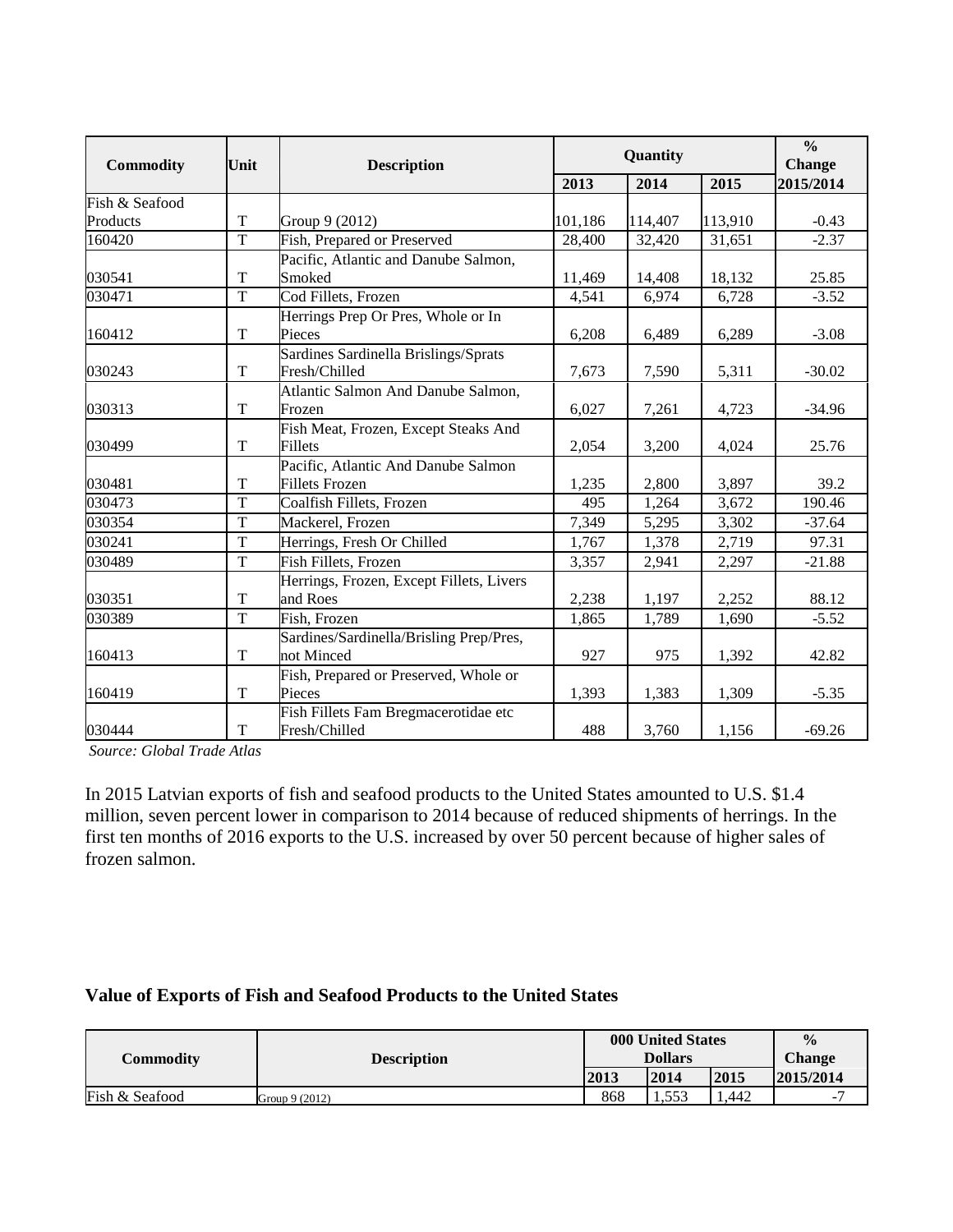| Commodity | Unit | Description | Quantity | | | % Change |
|---|---|---|---|---|---|---|
| | | | 2013 | 2014 | 2015 | 2015/2014 |
| Fish & Seafood Products | T | Group 9 (2012) | 101,186 | 114,407 | 113,910 | -0.43 |
| 160420 | T | Fish, Prepared or Preserved | 28,400 | 32,420 | 31,651 | -2.37 |
| 030541 | T | Pacific, Atlantic and Danube Salmon, Smoked | 11,469 | 14,408 | 18,132 | 25.85 |
| 030471 | T | Cod Fillets, Frozen | 4,541 | 6,974 | 6,728 | -3.52 |
| 160412 | T | Herrings Prep Or Pres, Whole or In Pieces | 6,208 | 6,489 | 6,289 | -3.08 |
| 030243 | T | Sardines Sardinella Brislings/Sprats Fresh/Chilled | 7,673 | 7,590 | 5,311 | -30.02 |
| 030313 | T | Atlantic Salmon And Danube Salmon, Frozen | 6,027 | 7,261 | 4,723 | -34.96 |
| 030499 | T | Fish Meat, Frozen, Except Steaks And Fillets | 2,054 | 3,200 | 4,024 | 25.76 |
| 030481 | T | Pacific, Atlantic And Danube Salmon Fillets Frozen | 1,235 | 2,800 | 3,897 | 39.2 |
| 030473 | T | Coalfish Fillets, Frozen | 495 | 1,264 | 3,672 | 190.46 |
| 030354 | T | Mackerel, Frozen | 7,349 | 5,295 | 3,302 | -37.64 |
| 030241 | T | Herrings, Fresh Or Chilled | 1,767 | 1,378 | 2,719 | 97.31 |
| 030489 | T | Fish Fillets, Frozen | 3,357 | 2,941 | 2,297 | -21.88 |
| 030351 | T | Herrings, Frozen, Except Fillets, Livers and Roes | 2,238 | 1,197 | 2,252 | 88.12 |
| 030389 | T | Fish, Frozen | 1,865 | 1,789 | 1,690 | -5.52 |
| 160413 | T | Sardines/Sardinella/Brisling Prep/Pres, not Minced | 927 | 975 | 1,392 | 42.82 |
| 160419 | T | Fish, Prepared or Preserved, Whole or Pieces | 1,393 | 1,383 | 1,309 | -5.35 |
| 030444 | T | Fish Fillets Fam Bregmacerotidae etc Fresh/Chilled | 488 | 3,760 | 1,156 | -69.26 |

*Source: Global Trade Atlas*

In 2015 Latvian exports of fish and seafood products to the United States amounted to U.S. $1.4 million, seven percent lower in comparison to 2014 because of reduced shipments of herrings. In the first ten months of 2016 exports to the U.S. increased by over 50 percent because of higher sales of frozen salmon.

**Value of Exports of Fish and Seafood Products to the United States**

| Commodity | Description | 000 United States Dollars | | | % Change |
|---|---|---|---|---|---|
| | | 2013 | 2014 | 2015 | 2015/2014 |
| Fish & Seafood | Group 9 (2012) | 868 | 1,553 | 1,442 | -7 |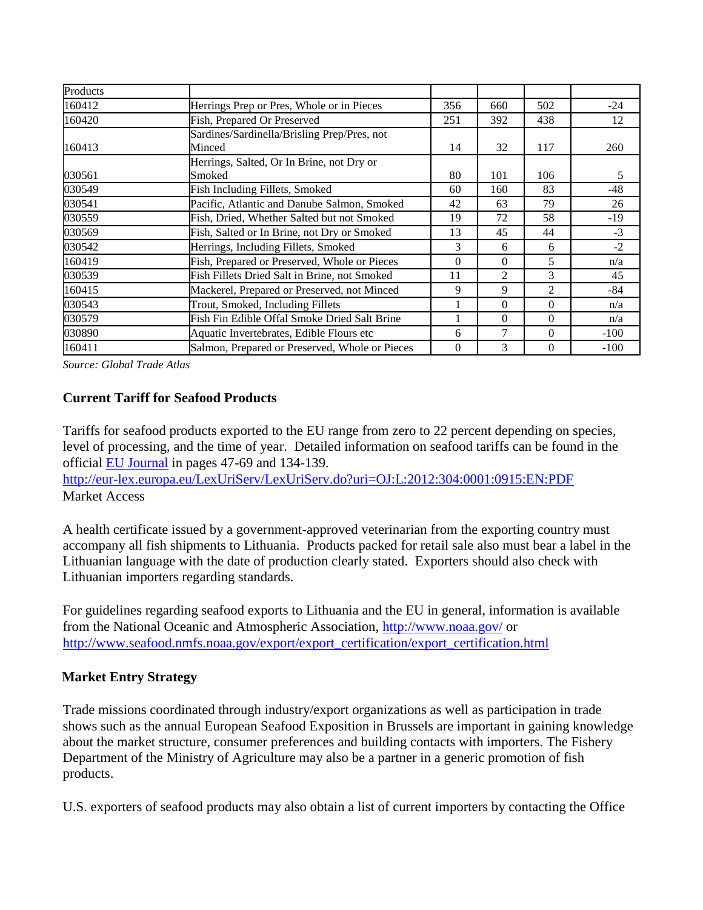| Products | | | | | |
|---|---|---|---|---|---|
| 160412 | Herrings Prep or Pres, Whole or in Pieces | 356 | 660 | 502 | -24 |
| 160420 | Fish, Prepared Or Preserved | 251 | 392 | 438 | 12 |
| 160413 | Sardines/Sardinella/Brisling Prep/Pres, not Minced | 14 | 32 | 117 | 260 |
| 030561 | Herrings, Salted, Or In Brine, not Dry or Smoked | 80 | 101 | 106 | 5 |
| 030549 | Fish Including Fillets, Smoked | 60 | 160 | 83 | -48 |
| 030541 | Pacific, Atlantic and Danube Salmon, Smoked | 42 | 63 | 79 | 26 |
| 030559 | Fish, Dried, Whether Salted but not Smoked | 19 | 72 | 58 | -19 |
| 030569 | Fish, Salted or In Brine, not Dry or Smoked | 13 | 45 | 44 | -3 |
| 030542 | Herrings, Including Fillets, Smoked | 3 | 6 | 6 | -2 |
| 160419 | Fish, Prepared or Preserved, Whole or Pieces | 0 | 0 | 5 | n/a |
| 030539 | Fish Fillets Dried Salt in Brine, not Smoked | 11 | 2 | 3 | 45 |
| 160415 | Mackerel, Prepared or Preserved, not Minced | 9 | 9 | 2 | -84 |
| 030543 | Trout, Smoked, Including Fillets | 1 | 0 | 0 | n/a |
| 030579 | Fish Fin Edible Offal Smoke Dried Salt Brine | 1 | 0 | 0 | n/a |
| 030890 | Aquatic Invertebrates, Edible Flours etc | 6 | 7 | 0 | -100 |
| 160411 | Salmon, Prepared or Preserved, Whole or Pieces | 0 | 3 | 0 | -100 |

*Source: Global Trade Atlas*

### Current Tariff for Seafood Products

Tariffs for seafood products exported to the EU range from zero to 22 percent depending on species, level of processing, and the time of year. Detailed information on seafood tariffs can be found in the official EU Journal in pages 47-69 and 134-139.
http://eur-lex.europa.eu/LexUriServ/LexUriServ.do?uri=OJ:L:2012:304:0001:0915:EN:PDF
Market Access

A health certificate issued by a government-approved veterinarian from the exporting country must accompany all fish shipments to Lithuania. Products packed for retail sale also must bear a label in the Lithuanian language with the date of production clearly stated. Exporters should also check with Lithuanian importers regarding standards.

For guidelines regarding seafood exports to Lithuania and the EU in general, information is available from the National Oceanic and Atmospheric Association, http://www.noaa.gov/ or http://www.seafood.nmfs.noaa.gov/export/export_certification/export_certification.html

### Market Entry Strategy

Trade missions coordinated through industry/export organizations as well as participation in trade shows such as the annual European Seafood Exposition in Brussels are important in gaining knowledge about the market structure, consumer preferences and building contacts with importers. The Fishery Department of the Ministry of Agriculture may also be a partner in a generic promotion of fish products.

U.S. exporters of seafood products may also obtain a list of current importers by contacting the Office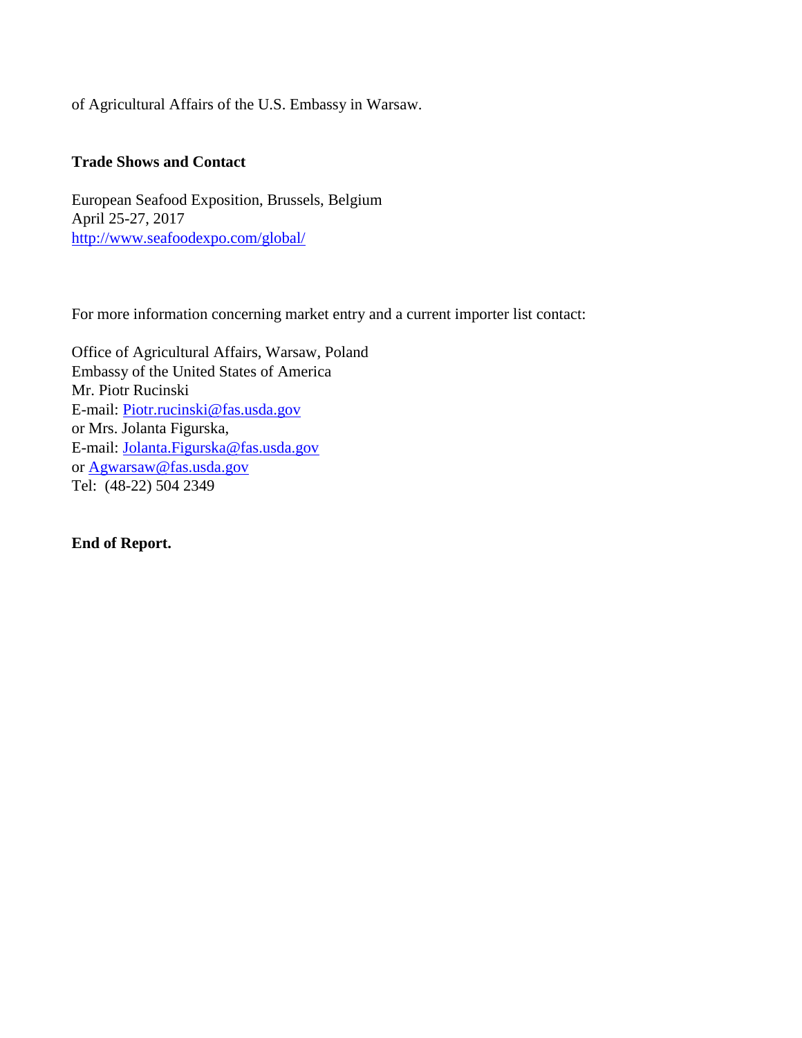of Agricultural Affairs of the U.S. Embassy in Warsaw.

**Trade Shows and Contact**

European Seafood Exposition, Brussels, Belgium
April 25-27, 2017
http://www.seafoodexpo.com/global/

For more information concerning market entry and a current importer list contact:

Office of Agricultural Affairs, Warsaw, Poland
Embassy of the United States of America
Mr. Piotr Rucinski
E-mail: Piotr.rucinski@fas.usda.gov
or Mrs. Jolanta Figurska,
E-mail: Jolanta.Figurska@fas.usda.gov
or Agwarsaw@fas.usda.gov
Tel: (48-22) 504 2349

**End of Report.**